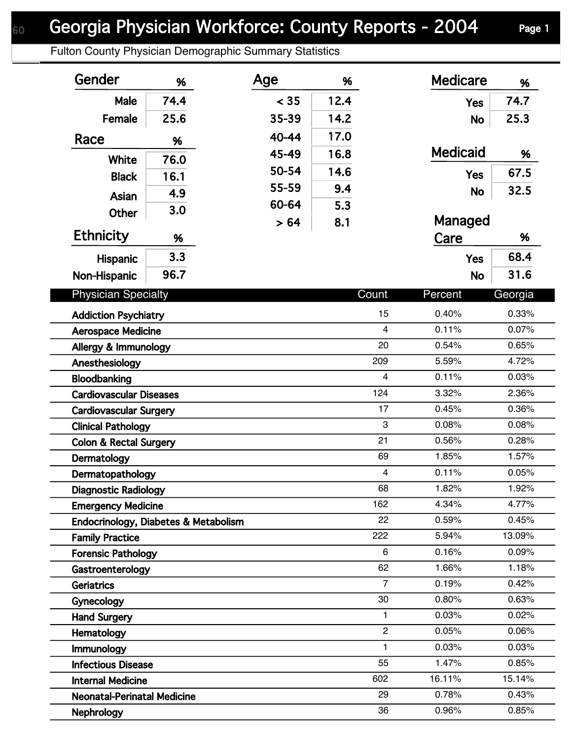# Georgia Physician Workforce: County Reports - 2004

Fulton County Physician Demographic Summary Statistics

| Gender | % |
|---|---|
| Male | 74.4 |
| Female | 25.6 |

| Race | % |
|---|---|
| White | 76.0 |
| Black | 16.1 |
| Asian | 4.9 |
| Other | 3.0 |

| Ethnicity | % |
|---|---|
| Hispanic | 3.3 |
| Non-Hispanic | 96.7 |

| Age | % |
|---|---|
| < 35 | 12.4 |
| 35-39 | 14.2 |
| 40-44 | 17.0 |
| 45-49 | 16.8 |
| 50-54 | 14.6 |
| 55-59 | 9.4 |
| 60-64 | 5.3 |
| > 64 | 8.1 |

| Medicare | % |
|---|---|
| Yes | 74.7 |
| No | 25.3 |

| Medicaid | % |
|---|---|
| Yes | 67.5 |
| No | 32.5 |

| Managed Care | % |
|---|---|
| Yes | 68.4 |
| No | 31.6 |

| Physician Specialty | Count | Percent | Georgia |
|---|---|---|---|
| Addiction Psychiatry | 15 | 0.40% | 0.33% |
| Aerospace Medicine | 4 | 0.11% | 0.07% |
| Allergy & Immunology | 20 | 0.54% | 0.65% |
| Anesthesiology | 209 | 5.59% | 4.72% |
| Bloodbanking | 4 | 0.11% | 0.03% |
| Cardiovascular Diseases | 124 | 3.32% | 2.36% |
| Cardiovascular Surgery | 17 | 0.45% | 0.36% |
| Clinical Pathology | 3 | 0.08% | 0.08% |
| Colon & Rectal Surgery | 21 | 0.56% | 0.28% |
| Dermatology | 69 | 1.85% | 1.57% |
| Dermatopathology | 4 | 0.11% | 0.05% |
| Diagnostic Radiology | 68 | 1.82% | 1.92% |
| Emergency Medicine | 162 | 4.34% | 4.77% |
| Endocrinology, Diabetes & Metabolism | 22 | 0.59% | 0.45% |
| Family Practice | 222 | 5.94% | 13.09% |
| Forensic Pathology | 6 | 0.16% | 0.09% |
| Gastroenterology | 62 | 1.66% | 1.18% |
| Geriatrics | 7 | 0.19% | 0.42% |
| Gynecology | 30 | 0.80% | 0.63% |
| Hand Surgery | 1 | 0.03% | 0.02% |
| Hematology | 2 | 0.05% | 0.06% |
| Immunology | 1 | 0.03% | 0.03% |
| Infectious Disease | 55 | 1.47% | 0.85% |
| Internal Medicine | 602 | 16.11% | 15.14% |
| Neonatal-Perinatal Medicine | 29 | 0.78% | 0.43% |
| Nephrology | 36 | 0.96% | 0.85% |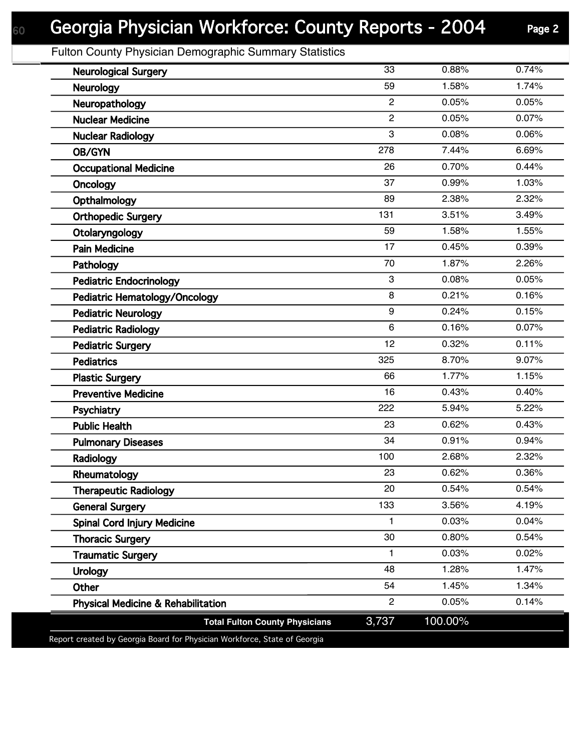## Fulton County Physician Demographic Summary Statistics

| | | | |
|---|---|---|---|
| Neurological Surgery | 33 | 0.88% | 0.74% |
| Neurology | 59 | 1.58% | 1.74% |
| Neuropathology | 2 | 0.05% | 0.05% |
| Nuclear Medicine | 2 | 0.05% | 0.07% |
| Nuclear Radiology | 3 | 0.08% | 0.06% |
| OB/GYN | 278 | 7.44% | 6.69% |
| Occupational Medicine | 26 | 0.70% | 0.44% |
| Oncology | 37 | 0.99% | 1.03% |
| Opthalmology | 89 | 2.38% | 2.32% |
| Orthopedic Surgery | 131 | 3.51% | 3.49% |
| Otolaryngology | 59 | 1.58% | 1.55% |
| Pain Medicine | 17 | 0.45% | 0.39% |
| Pathology | 70 | 1.87% | 2.26% |
| Pediatric Endocrinology | 3 | 0.08% | 0.05% |
| Pediatric Hematology/Oncology | 8 | 0.21% | 0.16% |
| Pediatric Neurology | 9 | 0.24% | 0.15% |
| Pediatric Radiology | 6 | 0.16% | 0.07% |
| Pediatric Surgery | 12 | 0.32% | 0.11% |
| Pediatrics | 325 | 8.70% | 9.07% |
| Plastic Surgery | 66 | 1.77% | 1.15% |
| Preventive Medicine | 16 | 0.43% | 0.40% |
| Psychiatry | 222 | 5.94% | 5.22% |
| Public Health | 23 | 0.62% | 0.43% |
| Pulmonary Diseases | 34 | 0.91% | 0.94% |
| Radiology | 100 | 2.68% | 2.32% |
| Rheumatology | 23 | 0.62% | 0.36% |
| Therapeutic Radiology | 20 | 0.54% | 0.54% |
| General Surgery | 133 | 3.56% | 4.19% |
| Spinal Cord Injury Medicine | 1 | 0.03% | 0.04% |
| Thoracic Surgery | 30 | 0.80% | 0.54% |
| Traumatic Surgery | 1 | 0.03% | 0.02% |
| Urology | 48 | 1.28% | 1.47% |
| Other | 54 | 1.45% | 1.34% |
| Physical Medicine & Rehabilitation | 2 | 0.05% | 0.14% |
| **Total Fulton County Physicians** | 3,737 | 100.00% | |

Report created by Georgia Board for Physician Workforce, State of Georgia